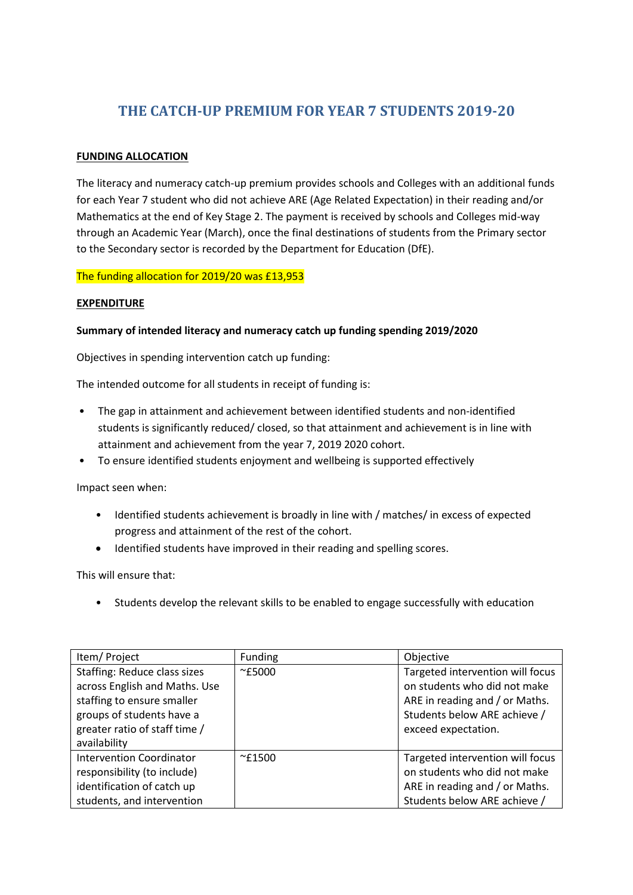# THE CATCH-UP PREMIUM FOR YEAR 7 STUDENTS 2019-20

**FUNDING ALLOCATION**

The literacy and numeracy catch-up premium provides schools and Colleges with an additional funds for each Year 7 student who did not achieve ARE (Age Related Expectation) in their reading and/or Mathematics at the end of Key Stage 2. The payment is received by schools and Colleges mid-way through an Academic Year (March), once the final destinations of students from the Primary sector to the Secondary sector is recorded by the Department for Education (DfE).

The funding allocation for 2019/20 was £13,953

**EXPENDITURE**

**Summary of intended literacy and numeracy catch up funding spending 2019/2020**

Objectives in spending intervention catch up funding:

The intended outcome for all students in receipt of funding is:

- The gap in attainment and achievement between identified students and non-identified students is significantly reduced/ closed, so that attainment and achievement is in line with attainment and achievement from the year 7, 2019 2020 cohort.
- To ensure identified students enjoyment and wellbeing is supported effectively

Impact seen when:

- Identified students achievement is broadly in line with / matches/ in excess of expected progress and attainment of the rest of the cohort.
- Identified students have improved in their reading and spelling scores.

This will ensure that:

- Students develop the relevant skills to be enabled to engage successfully with education

| Item/ Project | Funding | Objective |
|---|---|---|
| Staffing: Reduce class sizes across English and Maths. Use staffing to ensure smaller groups of students have a greater ratio of staff time / availability | ~£5000 | Targeted intervention will focus on students who did not make ARE in reading and / or Maths. Students below ARE achieve / exceed expectation. |
| Intervention Coordinator responsibility (to include) identification of catch up students, and intervention | ~£1500 | Targeted intervention will focus on students who did not make ARE in reading and / or Maths. Students below ARE achieve / |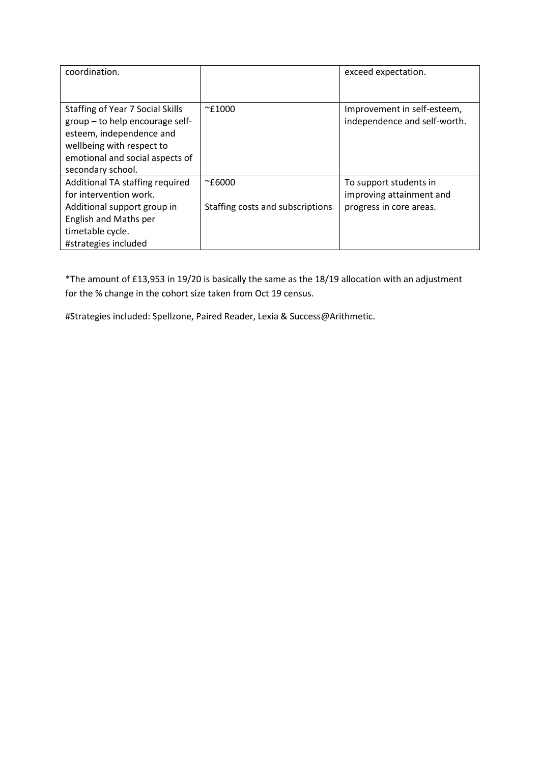| | | |
|---|---|---|
| coordination. | | exceed expectation. |
| Staffing of Year 7 Social Skills group – to help encourage self-esteem, independence and wellbeing with respect to emotional and social aspects of secondary school. | ~£1000 | Improvement in self-esteem, independence and self-worth. |
| Additional TA staffing required for intervention work.<br>Additional support group in English and Maths per timetable cycle.<br>#strategies included | ~£6000<br>Staffing costs and subscriptions | To support students in improving attainment and progress in core areas. |

*The amount of £13,953 in 19/20 is basically the same as the 18/19 allocation with an adjustment for the % change in the cohort size taken from Oct 19 census.

#Strategies included: Spellzone, Paired Reader, Lexia & Success@Arithmetic.